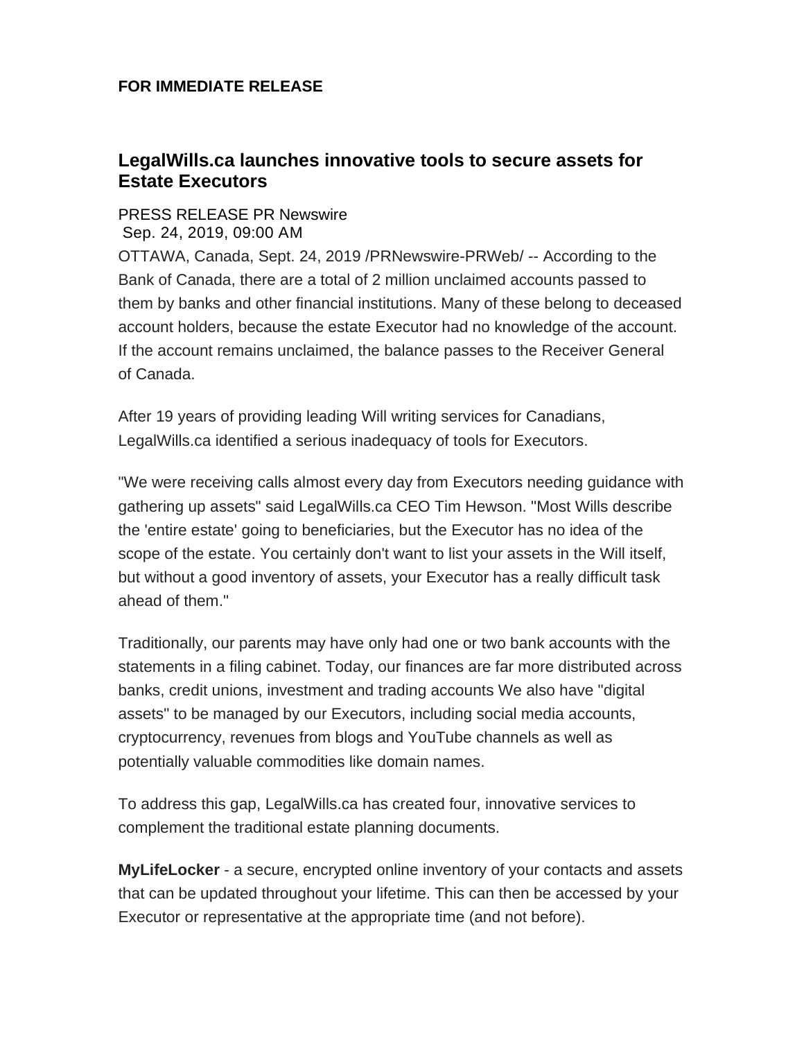**FOR IMMEDIATE RELEASE**

## LegalWills.ca launches innovative tools to secure assets for Estate Executors

PRESS RELEASE PR Newswire
Sep. 24, 2019, 09:00 AM

OTTAWA, Canada, Sept. 24, 2019 /PRNewswire-PRWeb/ -- According to the Bank of Canada, there are a total of 2 million unclaimed accounts passed to them by banks and other financial institutions. Many of these belong to deceased account holders, because the estate Executor had no knowledge of the account. If the account remains unclaimed, the balance passes to the Receiver General of Canada.

After 19 years of providing leading Will writing services for Canadians, LegalWills.ca identified a serious inadequacy of tools for Executors.

"We were receiving calls almost every day from Executors needing guidance with gathering up assets" said LegalWills.ca CEO Tim Hewson. "Most Wills describe the 'entire estate' going to beneficiaries, but the Executor has no idea of the scope of the estate. You certainly don't want to list your assets in the Will itself, but without a good inventory of assets, your Executor has a really difficult task ahead of them."

Traditionally, our parents may have only had one or two bank accounts with the statements in a filing cabinet. Today, our finances are far more distributed across banks, credit unions, investment and trading accounts We also have "digital assets" to be managed by our Executors, including social media accounts, cryptocurrency, revenues from blogs and YouTube channels as well as potentially valuable commodities like domain names.

To address this gap, LegalWills.ca has created four, innovative services to complement the traditional estate planning documents.

**MyLifeLocker** - a secure, encrypted online inventory of your contacts and assets that can be updated throughout your lifetime. This can then be accessed by your Executor or representative at the appropriate time (and not before).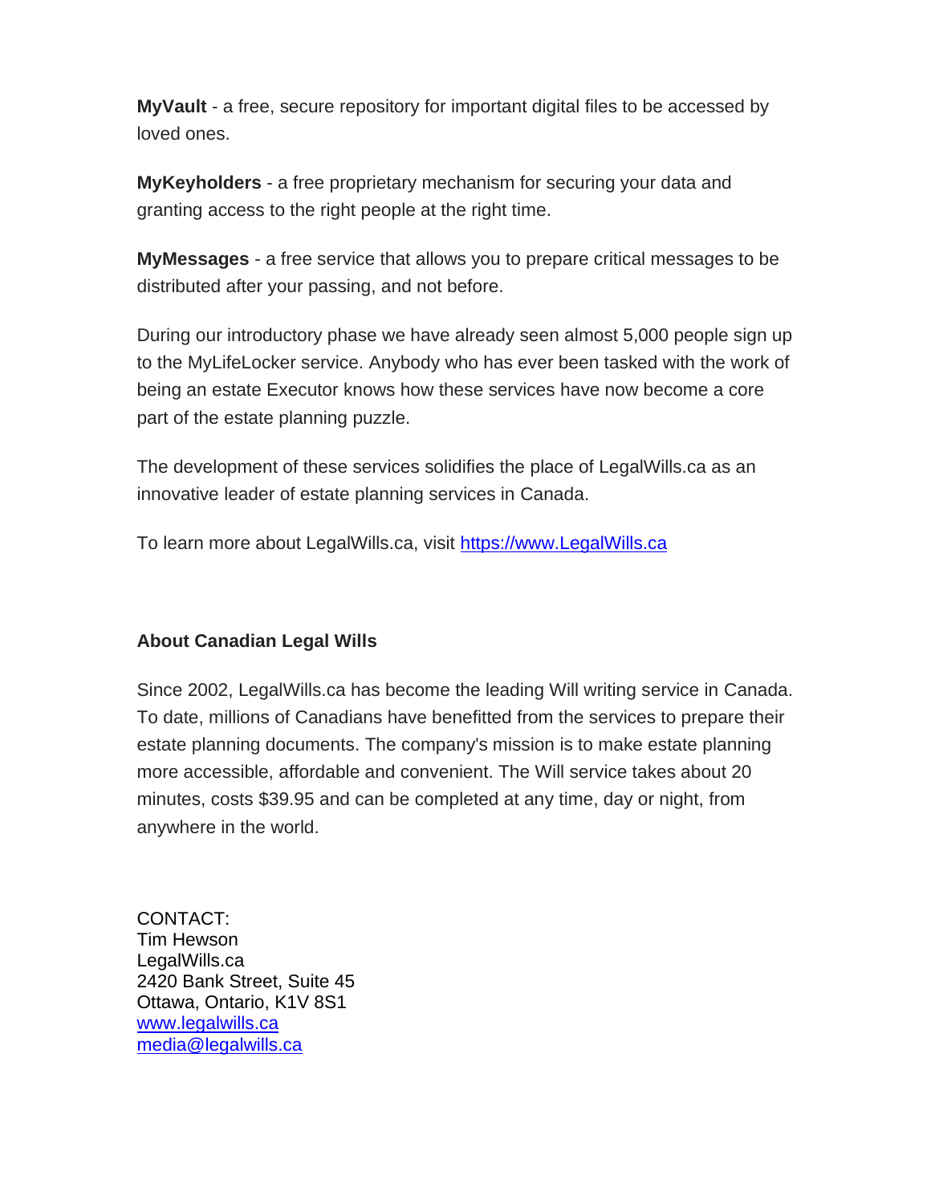**MyVault** - a free, secure repository for important digital files to be accessed by loved ones.

**MyKeyholders** - a free proprietary mechanism for securing your data and granting access to the right people at the right time.

**MyMessages** - a free service that allows you to prepare critical messages to be distributed after your passing, and not before.

During our introductory phase we have already seen almost 5,000 people sign up to the MyLifeLocker service. Anybody who has ever been tasked with the work of being an estate Executor knows how these services have now become a core part of the estate planning puzzle.

The development of these services solidifies the place of LegalWills.ca as an innovative leader of estate planning services in Canada.

To learn more about LegalWills.ca, visit https://www.LegalWills.ca

**About Canadian Legal Wills**

Since 2002, LegalWills.ca has become the leading Will writing service in Canada. To date, millions of Canadians have benefitted from the services to prepare their estate planning documents. The company's mission is to make estate planning more accessible, affordable and convenient. The Will service takes about 20 minutes, costs $39.95 and can be completed at any time, day or night, from anywhere in the world.

CONTACT:
Tim Hewson
LegalWills.ca
2420 Bank Street, Suite 45
Ottawa, Ontario, K1V 8S1
www.legalwills.ca
media@legalwills.ca